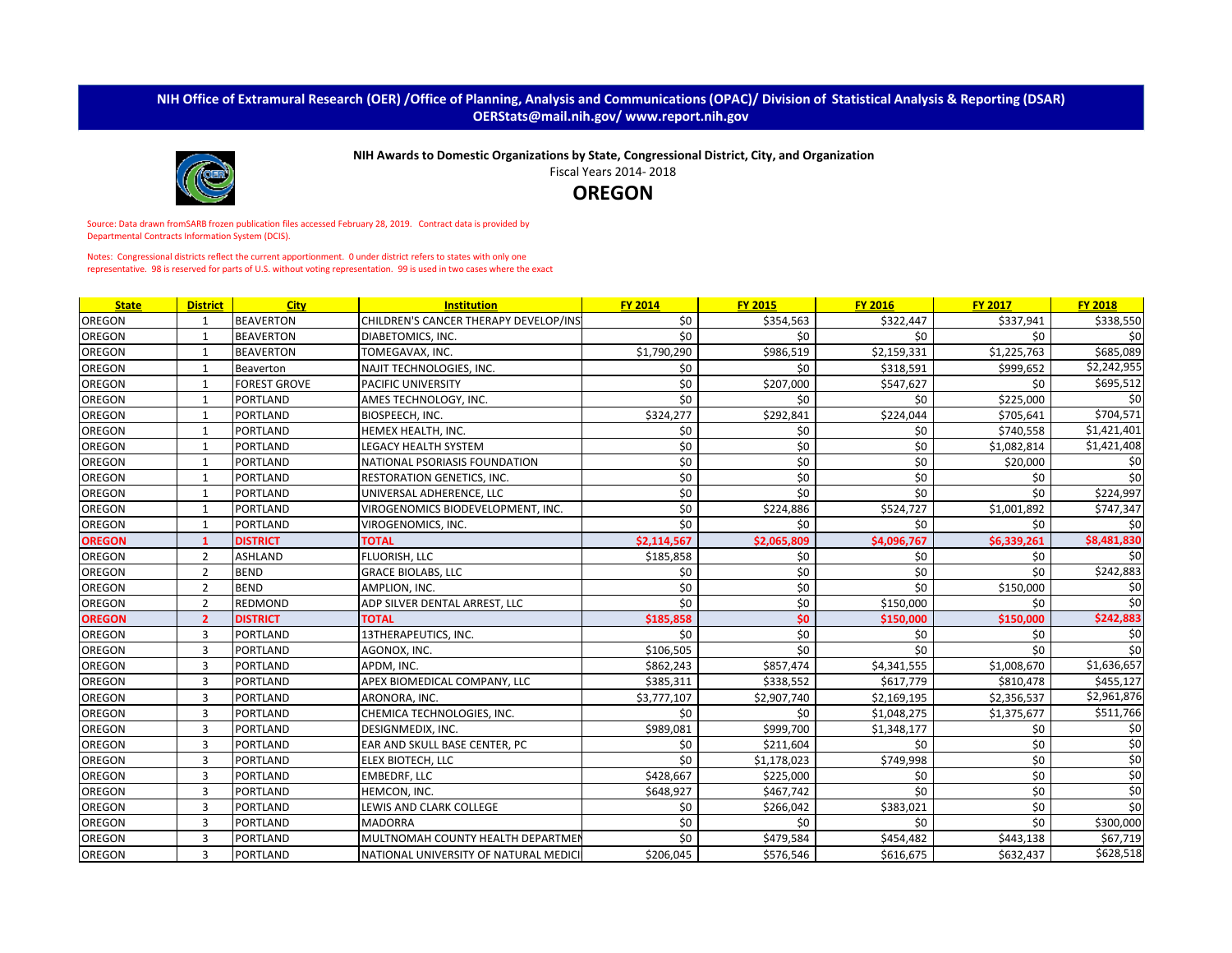**NIH Office of Extramural Research (OER) /Office of Planning, Analysis and Communications (OPAC)/ Division of Statistical Analysis & Reporting (DSAR)**
**OERStats@mail.nih.gov/ www.report.nih.gov**

**NIH Awards to Domestic Organizations by State, Congressional District, City, and Organization**

Fiscal Years 2014- 2018

## OREGON

Source: Data drawn fromSARB frozen publication files accessed February 28, 2019. Contract data is provided by Departmental Contracts Information System (DCIS).

Notes: Congressional districts reflect the current apportionment. 0 under district refers to states with only one representative. 98 is reserved for parts of U.S. without voting representation. 99 is used in two cases where the exact

| State | District | City | Institution | FY 2014 | FY 2015 | FY 2016 | FY 2017 | FY 2018 |
|---|---|---|---|---|---|---|---|---|
| OREGON | 1 | BEAVERTON | CHILDREN'S CANCER THERAPY DEVELOP/INS | $0 | $354,563 | $322,447 | $337,941 | $338,550 |
| OREGON | 1 | BEAVERTON | DIABETOMICS, INC. | $0 | $0 | $0 | $0 | $0 |
| OREGON | 1 | BEAVERTON | TOMEGAVAX, INC. | $1,790,290 | $986,519 | $2,159,331 | $1,225,763 | $685,089 |
| OREGON | 1 | Beaverton | NAJIT TECHNOLOGIES, INC. | $0 | $0 | $318,591 | $999,652 | $2,242,955 |
| OREGON | 1 | FOREST GROVE | PACIFIC UNIVERSITY | $0 | $207,000 | $547,627 | $0 | $695,512 |
| OREGON | 1 | PORTLAND | AMES TECHNOLOGY, INC. | $0 | $0 | $0 | $225,000 | $0 |
| OREGON | 1 | PORTLAND | BIOSPEECH, INC. | $324,277 | $292,841 | $224,044 | $705,641 | $704,571 |
| OREGON | 1 | PORTLAND | HEMEX HEALTH, INC. | $0 | $0 | $0 | $740,558 | $1,421,401 |
| OREGON | 1 | PORTLAND | LEGACY HEALTH SYSTEM | $0 | $0 | $0 | $1,082,814 | $1,421,408 |
| OREGON | 1 | PORTLAND | NATIONAL PSORIASIS FOUNDATION | $0 | $0 | $0 | $20,000 | $0 |
| OREGON | 1 | PORTLAND | RESTORATION GENETICS, INC. | $0 | $0 | $0 | $0 | $0 |
| OREGON | 1 | PORTLAND | UNIVERSAL ADHERENCE, LLC | $0 | $0 | $0 | $0 | $224,997 |
| OREGON | 1 | PORTLAND | VIROGENOMICS BIODEVELOPMENT, INC. | $0 | $224,886 | $524,727 | $1,001,892 | $747,347 |
| OREGON | 1 | PORTLAND | VIROGENOMICS, INC. | $0 | $0 | $0 | $0 | $0 |
| **OREGON** | **1** | **DISTRICT** | **TOTAL** | **$2,114,567** | **$2,065,809** | **$4,096,767** | **$6,339,261** | **$8,481,830** |
| OREGON | 2 | ASHLAND | FLUORISH, LLC | $185,858 | $0 | $0 | $0 | $0 |
| OREGON | 2 | BEND | GRACE BIOLABS, LLC | $0 | $0 | $0 | $0 | $242,883 |
| OREGON | 2 | BEND | AMPLION, INC. | $0 | $0 | $0 | $150,000 | $0 |
| OREGON | 2 | REDMOND | ADP SILVER DENTAL ARREST, LLC | $0 | $0 | $150,000 | $0 | $0 |
| **OREGON** | **2** | **DISTRICT** | **TOTAL** | **$185,858** | **$0** | **$150,000** | **$150,000** | **$242,883** |
| OREGON | 3 | PORTLAND | 13THERAPEUTICS, INC. | $0 | $0 | $0 | $0 | $0 |
| OREGON | 3 | PORTLAND | AGONOX, INC. | $106,505 | $0 | $0 | $0 | $0 |
| OREGON | 3 | PORTLAND | APDM, INC. | $862,243 | $857,474 | $4,341,555 | $1,008,670 | $1,636,657 |
| OREGON | 3 | PORTLAND | APEX BIOMEDICAL COMPANY, LLC | $385,311 | $338,552 | $617,779 | $810,478 | $455,127 |
| OREGON | 3 | PORTLAND | ARONORA, INC. | $3,777,107 | $2,907,740 | $2,169,195 | $2,356,537 | $2,961,876 |
| OREGON | 3 | PORTLAND | CHEMICA TECHNOLOGIES, INC. | $0 | $0 | $1,048,275 | $1,375,677 | $511,766 |
| OREGON | 3 | PORTLAND | DESIGNMEDIX, INC. | $989,081 | $999,700 | $1,348,177 | $0 | $0 |
| OREGON | 3 | PORTLAND | EAR AND SKULL BASE CENTER, PC | $0 | $211,604 | $0 | $0 | $0 |
| OREGON | 3 | PORTLAND | ELEX BIOTECH, LLC | $0 | $1,178,023 | $749,998 | $0 | $0 |
| OREGON | 3 | PORTLAND | EMBEDRF, LLC | $428,667 | $225,000 | $0 | $0 | $0 |
| OREGON | 3 | PORTLAND | HEMCON, INC. | $648,927 | $467,742 | $0 | $0 | $0 |
| OREGON | 3 | PORTLAND | LEWIS AND CLARK COLLEGE | $0 | $266,042 | $383,021 | $0 | $0 |
| OREGON | 3 | PORTLAND | MADORRA | $0 | $0 | $0 | $0 | $300,000 |
| OREGON | 3 | PORTLAND | MULTNOMAH COUNTY HEALTH DEPARTMEN | $0 | $479,584 | $454,482 | $443,138 | $67,719 |
| OREGON | 3 | PORTLAND | NATIONAL UNIVERSITY OF NATURAL MEDICI | $206,045 | $576,546 | $616,675 | $632,437 | $628,518 |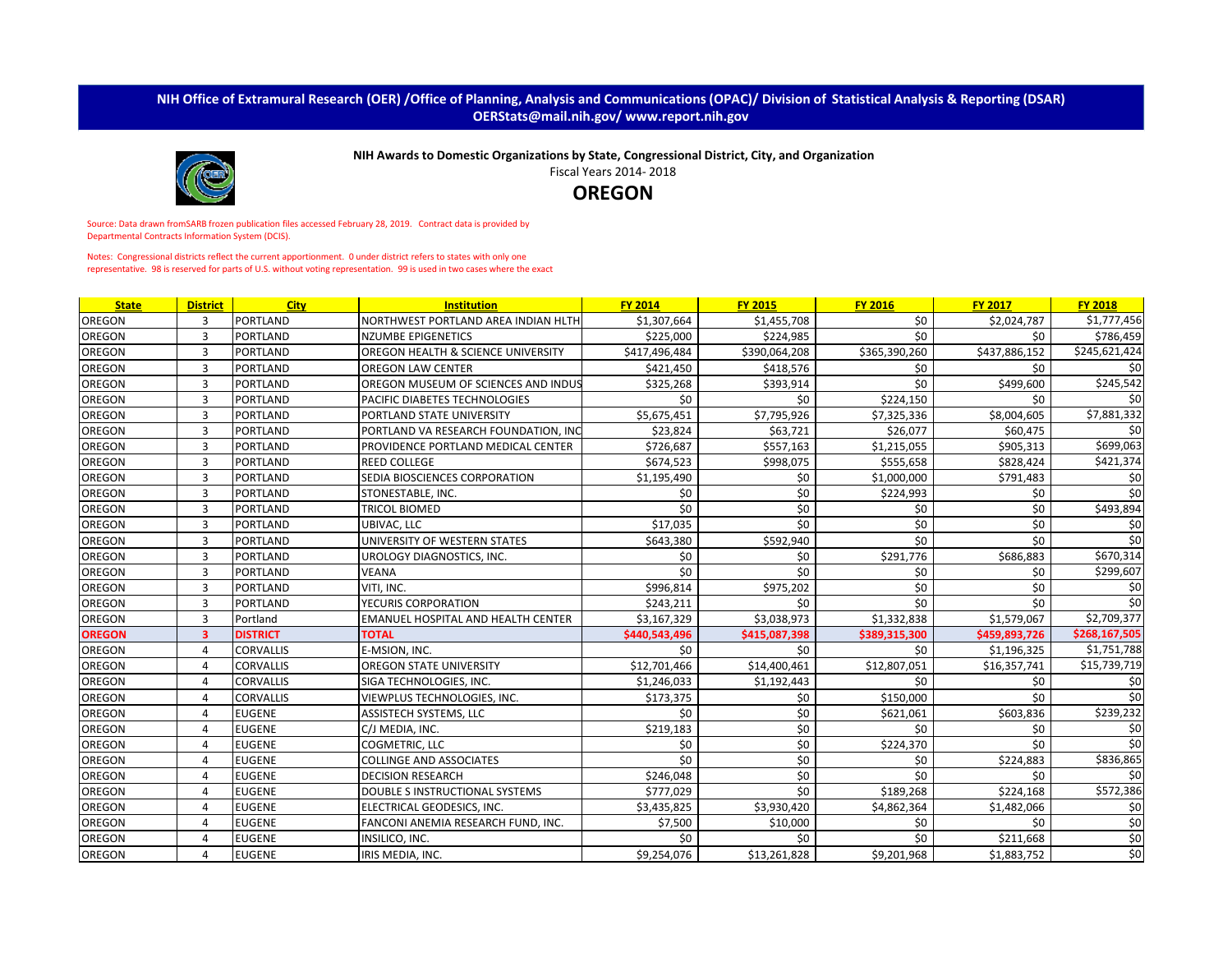NIH Office of Extramural Research (OER) /Office of Planning, Analysis and Communications (OPAC)/ Division of Statistical Analysis & Reporting (DSAR)
OERStats@mail.nih.gov/ www.report.nih.gov

**NIH Awards to Domestic Organizations by State, Congressional District, City, and Organization**

Fiscal Years 2014- 2018

## OREGON

Source: Data drawn fromSARB frozen publication files accessed February 28, 2019. Contract data is provided by Departmental Contracts Information System (DCIS).

Notes: Congressional districts reflect the current apportionment. 0 under district refers to states with only one representative. 98 is reserved for parts of U.S. without voting representation. 99 is used in two cases where the exact

| State | District | City | Institution | FY 2014 | FY 2015 | FY 2016 | FY 2017 | FY 2018 |
|---|---|---|---|---|---|---|---|---|
| OREGON | 3 | PORTLAND | NORTHWEST PORTLAND AREA INDIAN HLTH | $1,307,664 | $1,455,708 | $0 | $2,024,787 | $1,777,456 |
| OREGON | 3 | PORTLAND | NZUMBE EPIGENETICS | $225,000 | $224,985 | $0 | $0 | $786,459 |
| OREGON | 3 | PORTLAND | OREGON HEALTH & SCIENCE UNIVERSITY | $417,496,484 | $390,064,208 | $365,390,260 | $437,886,152 | $245,621,424 |
| OREGON | 3 | PORTLAND | OREGON LAW CENTER | $421,450 | $418,576 | $0 | $0 | $0 |
| OREGON | 3 | PORTLAND | OREGON MUSEUM OF SCIENCES AND INDUS | $325,268 | $393,914 | $0 | $499,600 | $245,542 |
| OREGON | 3 | PORTLAND | PACIFIC DIABETES TECHNOLOGIES | $0 | $0 | $224,150 | $0 | $0 |
| OREGON | 3 | PORTLAND | PORTLAND STATE UNIVERSITY | $5,675,451 | $7,795,926 | $7,325,336 | $8,004,605 | $7,881,332 |
| OREGON | 3 | PORTLAND | PORTLAND VA RESEARCH FOUNDATION, INC | $23,824 | $63,721 | $26,077 | $60,475 | $0 |
| OREGON | 3 | PORTLAND | PROVIDENCE PORTLAND MEDICAL CENTER | $726,687 | $557,163 | $1,215,055 | $905,313 | $699,063 |
| OREGON | 3 | PORTLAND | REED COLLEGE | $674,523 | $998,075 | $555,658 | $828,424 | $421,374 |
| OREGON | 3 | PORTLAND | SEDIA BIOSCIENCES CORPORATION | $1,195,490 | $0 | $1,000,000 | $791,483 | $0 |
| OREGON | 3 | PORTLAND | STONESTABLE, INC. | $0 | $0 | $224,993 | $0 | $0 |
| OREGON | 3 | PORTLAND | TRICOL BIOMED | $0 | $0 | $0 | $0 | $493,894 |
| OREGON | 3 | PORTLAND | UBIVAC, LLC | $17,035 | $0 | $0 | $0 | $0 |
| OREGON | 3 | PORTLAND | UNIVERSITY OF WESTERN STATES | $643,380 | $592,940 | $0 | $0 | $0 |
| OREGON | 3 | PORTLAND | UROLOGY DIAGNOSTICS, INC. | $0 | $0 | $291,776 | $686,883 | $670,314 |
| OREGON | 3 | PORTLAND | VEANA | $0 | $0 | $0 | $0 | $299,607 |
| OREGON | 3 | PORTLAND | VITI, INC. | $996,814 | $975,202 | $0 | $0 | $0 |
| OREGON | 3 | PORTLAND | YECURIS CORPORATION | $243,211 | $0 | $0 | $0 | $0 |
| OREGON | 3 | Portland | EMANUEL HOSPITAL AND HEALTH CENTER | $3,167,329 | $3,038,973 | $1,332,838 | $1,579,067 | $2,709,377 |
| **OREGON** | **3** | **DISTRICT** | **TOTAL** | **$440,543,496** | **$415,087,398** | **$389,315,300** | **$459,893,726** | **$268,167,505** |
| OREGON | 4 | CORVALLIS | E-MSION, INC. | $0 | $0 | $0 | $1,196,325 | $1,751,788 |
| OREGON | 4 | CORVALLIS | OREGON STATE UNIVERSITY | $12,701,466 | $14,400,461 | $12,807,051 | $16,357,741 | $15,739,719 |
| OREGON | 4 | CORVALLIS | SIGA TECHNOLOGIES, INC. | $1,246,033 | $1,192,443 | $0 | $0 | $0 |
| OREGON | 4 | CORVALLIS | VIEWPLUS TECHNOLOGIES, INC. | $173,375 | $0 | $150,000 | $0 | $0 |
| OREGON | 4 | EUGENE | ASSISTECH SYSTEMS, LLC | $0 | $0 | $621,061 | $603,836 | $239,232 |
| OREGON | 4 | EUGENE | C/J MEDIA, INC. | $219,183 | $0 | $0 | $0 | $0 |
| OREGON | 4 | EUGENE | COGMETRIC, LLC | $0 | $0 | $224,370 | $0 | $0 |
| OREGON | 4 | EUGENE | COLLINGE AND ASSOCIATES | $0 | $0 | $0 | $224,883 | $836,865 |
| OREGON | 4 | EUGENE | DECISION RESEARCH | $246,048 | $0 | $0 | $0 | $0 |
| OREGON | 4 | EUGENE | DOUBLE S INSTRUCTIONAL SYSTEMS | $777,029 | $0 | $189,268 | $224,168 | $572,386 |
| OREGON | 4 | EUGENE | ELECTRICAL GEODESICS, INC. | $3,435,825 | $3,930,420 | $4,862,364 | $1,482,066 | $0 |
| OREGON | 4 | EUGENE | FANCONI ANEMIA RESEARCH FUND, INC. | $7,500 | $10,000 | $0 | $0 | $0 |
| OREGON | 4 | EUGENE | INSILICO, INC. | $0 | $0 | $0 | $211,668 | $0 |
| OREGON | 4 | EUGENE | IRIS MEDIA, INC. | $9,254,076 | $13,261,828 | $9,201,968 | $1,883,752 | $0 |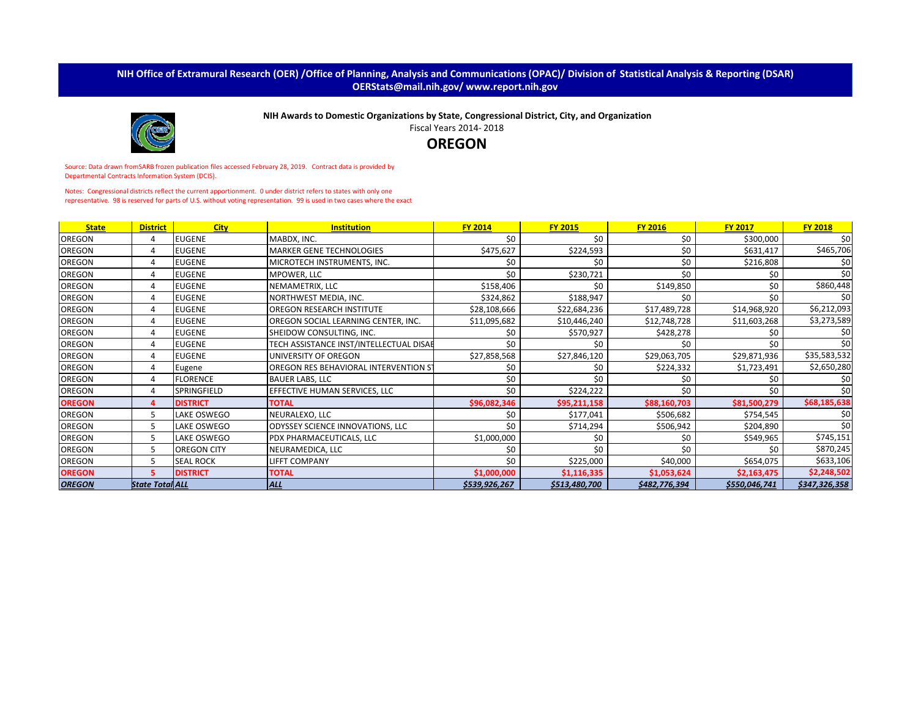**NIH Office of Extramural Research (OER) /Office of Planning, Analysis and Communications (OPAC)/ Division of Statistical Analysis & Reporting (DSAR)**
**OERStats@mail.nih.gov/ www.report.nih.gov**

**NIH Awards to Domestic Organizations by State, Congressional District, City, and Organization**

Fiscal Years 2014- 2018

## OREGON

Source: Data drawn fromSARB frozen publication files accessed February 28, 2019. Contract data is provided by Departmental Contracts Information System (DCIS).

Notes: Congressional districts reflect the current apportionment. 0 under district refers to states with only one representative. 98 is reserved for parts of U.S. without voting representation. 99 is used in two cases where the exact

| State | District | City | Institution | FY 2014 | FY 2015 | FY 2016 | FY 2017 | FY 2018 |
|---|---|---|---|---|---|---|---|---|
| OREGON | 4 | EUGENE | MABDX, INC. | $0 | $0 | $0 | $300,000 | $0 |
| OREGON | 4 | EUGENE | MARKER GENE TECHNOLOGIES | $475,627 | $224,593 | $0 | $631,417 | $465,706 |
| OREGON | 4 | EUGENE | MICROTECH INSTRUMENTS, INC. | $0 | $0 | $0 | $216,808 | $0 |
| OREGON | 4 | EUGENE | MPOWER, LLC | $0 | $230,721 | $0 | $0 | $0 |
| OREGON | 4 | EUGENE | NEMAMETRIX, LLC | $158,406 | $0 | $149,850 | $0 | $860,448 |
| OREGON | 4 | EUGENE | NORTHWEST MEDIA, INC. | $324,862 | $188,947 | $0 | $0 | $0 |
| OREGON | 4 | EUGENE | OREGON RESEARCH INSTITUTE | $28,108,666 | $22,684,236 | $17,489,728 | $14,968,920 | $6,212,093 |
| OREGON | 4 | EUGENE | OREGON SOCIAL LEARNING CENTER, INC. | $11,095,682 | $10,446,240 | $12,748,728 | $11,603,268 | $3,273,589 |
| OREGON | 4 | EUGENE | SHEIDOW CONSULTING, INC. | $0 | $570,927 | $428,278 | $0 | $0 |
| OREGON | 4 | EUGENE | TECH ASSISTANCE INST/INTELLECTUAL DISAB | $0 | $0 | $0 | $0 | $0 |
| OREGON | 4 | EUGENE | UNIVERSITY OF OREGON | $27,858,568 | $27,846,120 | $29,063,705 | $29,871,936 | $35,583,532 |
| OREGON | 4 | Eugene | OREGON RES BEHAVIORAL INTERVENTION ST | $0 | $0 | $224,332 | $1,723,491 | $2,650,280 |
| OREGON | 4 | FLORENCE | BAUER LABS, LLC | $0 | $0 | $0 | $0 | $0 |
| OREGON | 4 | SPRINGFIELD | EFFECTIVE HUMAN SERVICES, LLC | $0 | $224,222 | $0 | $0 | $0 |
| **OREGON** | **4** | **DISTRICT** | **TOTAL** | **$96,082,346** | **$95,211,158** | **$88,160,703** | **$81,500,279** | **$68,185,638** |
| OREGON | 5 | LAKE OSWEGO | NEURALEXO, LLC | $0 | $177,041 | $506,682 | $754,545 | $0 |
| OREGON | 5 | LAKE OSWEGO | ODYSSEY SCIENCE INNOVATIONS, LLC | $0 | $714,294 | $506,942 | $204,890 | $0 |
| OREGON | 5 | LAKE OSWEGO | PDX PHARMACEUTICALS, LLC | $1,000,000 | $0 | $0 | $549,965 | $745,151 |
| OREGON | 5 | OREGON CITY | NEURAMEDICA, LLC | $0 | $0 | $0 | $0 | $870,245 |
| OREGON | 5 | SEAL ROCK | LIFFT COMPANY | $0 | $225,000 | $40,000 | $654,075 | $633,106 |
| **OREGON** | **5** | **DISTRICT** | **TOTAL** | **$1,000,000** | **$1,116,335** | **$1,053,624** | **$2,163,475** | **$2,248,502** |
| ***OREGON*** | ***State Total*** | ***ALL*** | ***ALL*** | ***$539,926,267*** | ***$513,480,700*** | ***$482,776,394*** | ***$550,046,741*** | ***$347,326,358*** |